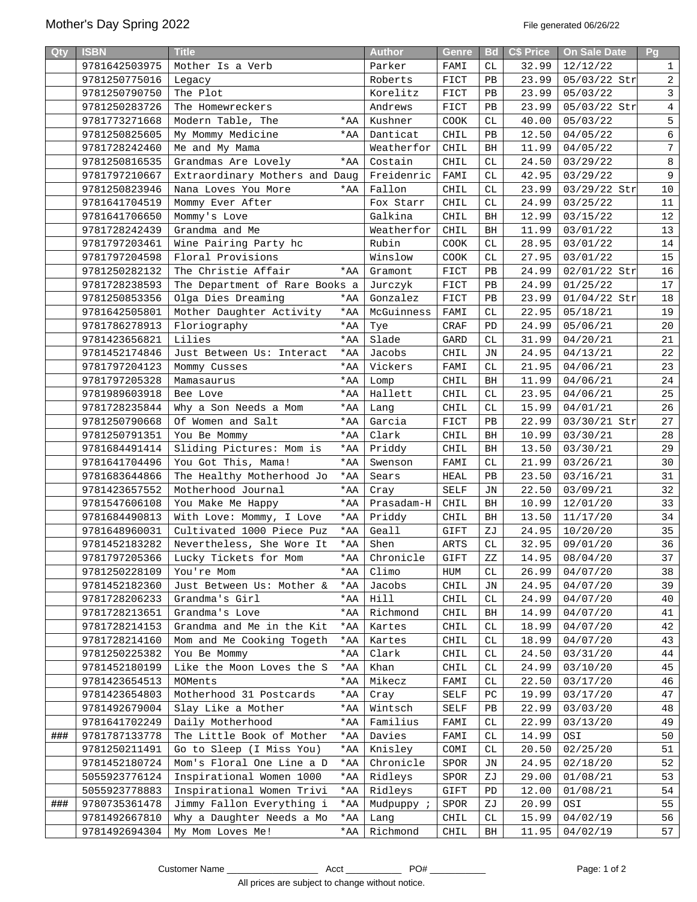# Mother's Day Spring 2022

File generated 06/26/22

| Qty | ISBN | Title | Author | Genre | Bd | C$ Price | On Sale Date | Pg |
|---|---|---|---|---|---|---|---|---|
| | 9781642503975 | Mother Is a Verb | Parker | FAMI | CL | 32.99 | 12/12/22 | 1 |
| | 9781250775016 | Legacy | Roberts | FICT | PB | 23.99 | 05/03/22 Str | 2 |
| | 9781250790750 | The Plot | Korelitz | FICT | PB | 23.99 | 05/03/22 | 3 |
| | 9781250283726 | The Homewreckers | Andrews | FICT | PB | 23.99 | 05/03/22 Str | 4 |
| | 9781773271668 | Modern Table, The *AA | Kushner | COOK | CL | 40.00 | 05/03/22 | 5 |
| | 9781250825605 | My Mommy Medicine *AA | Danticat | CHIL | PB | 12.50 | 04/05/22 | 6 |
| | 9781728242460 | Me and My Mama | Weatherfor | CHIL | BH | 11.99 | 04/05/22 | 7 |
| | 9781250816535 | Grandmas Are Lovely *AA | Costain | CHIL | CL | 24.50 | 03/29/22 | 8 |
| | 9781797210667 | Extraordinary Mothers and Daug | Freidenric | FAMI | CL | 42.95 | 03/29/22 | 9 |
| | 9781250823946 | Nana Loves You More *AA | Fallon | CHIL | CL | 23.99 | 03/29/22 Str | 10 |
| | 9781641704519 | Mommy Ever After | Fox Starr | CHIL | CL | 24.99 | 03/25/22 | 11 |
| | 9781641706650 | Mommy's Love | Galkina | CHIL | BH | 12.99 | 03/15/22 | 12 |
| | 9781728242439 | Grandma and Me | Weatherfor | CHIL | BH | 11.99 | 03/01/22 | 13 |
| | 9781797203461 | Wine Pairing Party hc | Rubin | COOK | CL | 28.95 | 03/01/22 | 14 |
| | 9781797204598 | Floral Provisions | Winslow | COOK | CL | 27.95 | 03/01/22 | 15 |
| | 9781250282132 | The Christie Affair *AA | Gramont | FICT | PB | 24.99 | 02/01/22 Str | 16 |
| | 9781728238593 | The Department of Rare Books a | Jurczyk | FICT | PB | 24.99 | 01/25/22 | 17 |
| | 9781250853356 | Olga Dies Dreaming *AA | Gonzalez | FICT | PB | 23.99 | 01/04/22 Str | 18 |
| | 9781642505801 | Mother Daughter Activity *AA | McGuinness | FAMI | CL | 22.95 | 05/18/21 | 19 |
| | 9781786278913 | Floriography *AA | Tye | CRAF | PD | 24.99 | 05/06/21 | 20 |
| | 9781423656821 | Lilies *AA | Slade | GARD | CL | 31.99 | 04/20/21 | 21 |
| | 9781452174846 | Just Between Us: Interact *AA | Jacobs | CHIL | JN | 24.95 | 04/13/21 | 22 |
| | 9781797204123 | Mommy Cusses *AA | Vickers | FAMI | CL | 21.95 | 04/06/21 | 23 |
| | 9781797205328 | Mamasaurus *AA | Lomp | CHIL | BH | 11.99 | 04/06/21 | 24 |
| | 9781989603918 | Bee Love *AA | Hallett | CHIL | CL | 23.95 | 04/06/21 | 25 |
| | 9781728235844 | Why a Son Needs a Mom *AA | Lang | CHIL | CL | 15.99 | 04/01/21 | 26 |
| | 9781250790668 | Of Women and Salt *AA | Garcia | FICT | PB | 22.99 | 03/30/21 Str | 27 |
| | 9781250791351 | You Be Mommy *AA | Clark | CHIL | BH | 10.99 | 03/30/21 | 28 |
| | 9781684491414 | Sliding Pictures: Mom is *AA | Priddy | CHIL | BH | 13.50 | 03/30/21 | 29 |
| | 9781641704496 | You Got This, Mama! *AA | Swenson | FAMI | CL | 21.99 | 03/26/21 | 30 |
| | 9781683644866 | The Healthy Motherhood Jo *AA | Sears | HEAL | PB | 23.50 | 03/16/21 | 31 |
| | 9781423657552 | Motherhood Journal *AA | Cray | SELF | JN | 22.50 | 03/09/21 | 32 |
| | 9781547606108 | You Make Me Happy *AA | Prasadam-H | CHIL | BH | 10.99 | 12/01/20 | 33 |
| | 9781684490813 | With Love: Mommy, I Love *AA | Priddy | CHIL | BH | 13.50 | 11/17/20 | 34 |
| | 9781648960031 | Cultivated 1000 Piece Puz *AA | Geall | GIFT | ZJ | 24.95 | 10/20/20 | 35 |
| | 9781452183282 | Nevertheless, She Wore It *AA | Shen | ARTS | CL | 32.95 | 09/01/20 | 36 |
| | 9781797205366 | Lucky Tickets for Mom *AA | Chronicle | GIFT | ZZ | 14.95 | 08/04/20 | 37 |
| | 9781250228109 | You're Mom *AA | Climo | HUM | CL | 26.99 | 04/07/20 | 38 |
| | 9781452182360 | Just Between Us: Mother & *AA | Jacobs | CHIL | JN | 24.95 | 04/07/20 | 39 |
| | 9781728206233 | Grandma's Girl *AA | Hill | CHIL | CL | 24.99 | 04/07/20 | 40 |
| | 9781728213651 | Grandma's Love *AA | Richmond | CHIL | BH | 14.99 | 04/07/20 | 41 |
| | 9781728214153 | Grandma and Me in the Kit *AA | Kartes | CHIL | CL | 18.99 | 04/07/20 | 42 |
| | 9781728214160 | Mom and Me Cooking Togeth *AA | Kartes | CHIL | CL | 18.99 | 04/07/20 | 43 |
| | 9781250225382 | You Be Mommy *AA | Clark | CHIL | CL | 24.50 | 03/31/20 | 44 |
| | 9781452180199 | Like the Moon Loves the S *AA | Khan | CHIL | CL | 24.99 | 03/10/20 | 45 |
| | 9781423654513 | MOMents *AA | Mikecz | FAMI | CL | 22.50 | 03/17/20 | 46 |
| | 9781423654803 | Motherhood 31 Postcards *AA | Cray | SELF | PC | 19.99 | 03/17/20 | 47 |
| | 9781492679004 | Slay Like a Mother *AA | Wintsch | SELF | PB | 22.99 | 03/03/20 | 48 |
| | 9781641702249 | Daily Motherhood *AA | Familius | FAMI | CL | 22.99 | 03/13/20 | 49 |
| ### | 9781787133778 | The Little Book of Mother *AA | Davies | FAMI | CL | 14.99 | OSI | 50 |
| | 9781250211491 | Go to Sleep (I Miss You) *AA | Knisley | COMI | CL | 20.50 | 02/25/20 | 51 |
| | 9781452180724 | Mom's Floral One Line a D *AA | Chronicle | SPOR | JN | 24.95 | 02/18/20 | 52 |
| | 5055923776124 | Inspirational Women 1000 *AA | Ridleys | SPOR | ZJ | 29.00 | 01/08/21 | 53 |
| | 5055923778883 | Inspirational Women Trivi *AA | Ridleys | GIFT | PD | 12.00 | 01/08/21 | 54 |
| ### | 9780735361478 | Jimmy Fallon Everything i *AA | Mudpuppy ; | SPOR | ZJ | 20.99 | OSI | 55 |
| | 9781492667810 | Why a Daughter Needs a Mo *AA | Lang | CHIL | CL | 15.99 | 04/02/19 | 56 |
| | 9781492694304 | My Mom Loves Me! *AA | Richmond | CHIL | BH | 11.95 | 04/02/19 | 57 |

Customer Name ________________ Acct __________ PO# __________

All prices are subject to change without notice.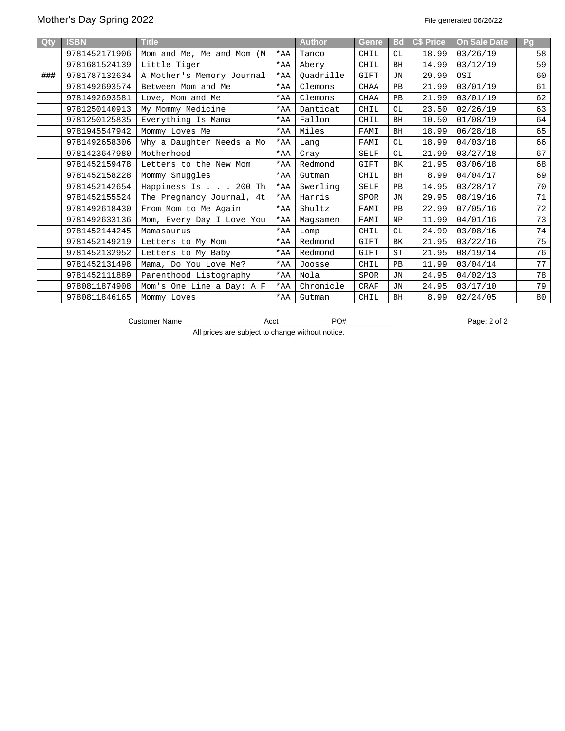# Mother's Day Spring 2022

File generated 06/26/22

| Qty | ISBN | Title | | Author | Genre | Bd | C$ Price | On Sale Date | Pg |
|---|---|---|---|---|---|---|---|---|---|
| | 9781452171906 | Mom and Me, Me and Mom (M | *AA | Tanco | CHIL | CL | 18.99 | 03/26/19 | 58 |
| | 9781681524139 | Little Tiger | *AA | Abery | CHIL | BH | 14.99 | 03/12/19 | 59 |
| ### | 9781787132634 | A Mother's Memory Journal | *AA | Quadrille | GIFT | JN | 29.99 | OSI | 60 |
| | 9781492693574 | Between Mom and Me | *AA | Clemons | CHAA | PB | 21.99 | 03/01/19 | 61 |
| | 9781492693581 | Love, Mom and Me | *AA | Clemons | CHAA | PB | 21.99 | 03/01/19 | 62 |
| | 9781250140913 | My Mommy Medicine | *AA | Danticat | CHIL | CL | 23.50 | 02/26/19 | 63 |
| | 9781250125835 | Everything Is Mama | *AA | Fallon | CHIL | BH | 10.50 | 01/08/19 | 64 |
| | 9781945547942 | Mommy Loves Me | *AA | Miles | FAMI | BH | 18.99 | 06/28/18 | 65 |
| | 9781492658306 | Why a Daughter Needs a Mo | *AA | Lang | FAMI | CL | 18.99 | 04/03/18 | 66 |
| | 9781423647980 | Motherhood | *AA | Cray | SELF | CL | 21.99 | 03/27/18 | 67 |
| | 9781452159478 | Letters to the New Mom | *AA | Redmond | GIFT | BK | 21.95 | 03/06/18 | 68 |
| | 9781452158228 | Mommy Snuggles | *AA | Gutman | CHIL | BH | 8.99 | 04/04/17 | 69 |
| | 9781452142654 | Happiness Is . . . 200 Th | *AA | Swerling | SELF | PB | 14.95 | 03/28/17 | 70 |
| | 9781452155524 | The Pregnancy Journal, 4t | *AA | Harris | SPOR | JN | 29.95 | 08/19/16 | 71 |
| | 9781492618430 | From Mom to Me Again | *AA | Shultz | FAMI | PB | 22.99 | 07/05/16 | 72 |
| | 9781492633136 | Mom, Every Day I Love You | *AA | Magsamen | FAMI | NP | 11.99 | 04/01/16 | 73 |
| | 9781452144245 | Mamasaurus | *AA | Lomp | CHIL | CL | 24.99 | 03/08/16 | 74 |
| | 9781452149219 | Letters to My Mom | *AA | Redmond | GIFT | BK | 21.95 | 03/22/16 | 75 |
| | 9781452132952 | Letters to My Baby | *AA | Redmond | GIFT | ST | 21.95 | 08/19/14 | 76 |
| | 9781452131498 | Mama, Do You Love Me? | *AA | Joosse | CHIL | PB | 11.99 | 03/04/14 | 77 |
| | 9781452111889 | Parenthood Listography | *AA | Nola | SPOR | JN | 24.95 | 04/02/13 | 78 |
| | 9780811874908 | Mom's One Line a Day: A F | *AA | Chronicle | CRAF | JN | 24.95 | 03/17/10 | 79 |
| | 9780811846165 | Mommy Loves | *AA | Gutman | CHIL | BH | 8.99 | 02/24/05 | 80 |

Customer Name __________________ Acct ___________ PO# ___________

All prices are subject to change without notice.